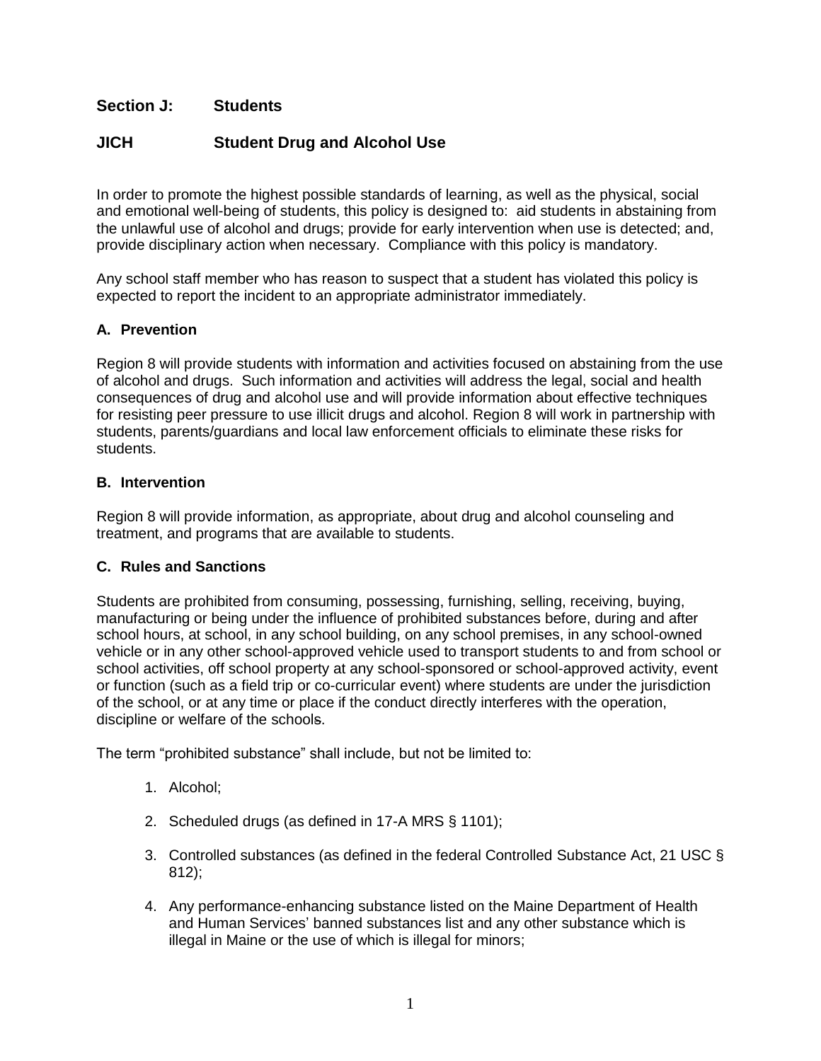# Section J: Students

## JICH Student Drug and Alcohol Use

In order to promote the highest possible standards of learning, as well as the physical, social and emotional well-being of students, this policy is designed to: aid students in abstaining from the unlawful use of alcohol and drugs; provide for early intervention when use is detected; and, provide disciplinary action when necessary. Compliance with this policy is mandatory.

Any school staff member who has reason to suspect that a student has violated this policy is expected to report the incident to an appropriate administrator immediately.

### A. Prevention

Region 8 will provide students with information and activities focused on abstaining from the use of alcohol and drugs. Such information and activities will address the legal, social and health consequences of drug and alcohol use and will provide information about effective techniques for resisting peer pressure to use illicit drugs and alcohol. Region 8 will work in partnership with students, parents/guardians and local law enforcement officials to eliminate these risks for students.

### B. Intervention

Region 8 will provide information, as appropriate, about drug and alcohol counseling and treatment, and programs that are available to students.

### C. Rules and Sanctions

Students are prohibited from consuming, possessing, furnishing, selling, receiving, buying, manufacturing or being under the influence of prohibited substances before, during and after school hours, at school, in any school building, on any school premises, in any school-owned vehicle or in any other school-approved vehicle used to transport students to and from school or school activities, off school property at any school-sponsored or school-approved activity, event or function (such as a field trip or co-curricular event) where students are under the jurisdiction of the school, or at any time or place if the conduct directly interferes with the operation, discipline or welfare of the schools.

The term “prohibited substance” shall include, but not be limited to:

1. Alcohol;
2. Scheduled drugs (as defined in 17-A MRS § 1101);
3. Controlled substances (as defined in the federal Controlled Substance Act, 21 USC § 812);
4. Any performance-enhancing substance listed on the Maine Department of Health and Human Services’ banned substances list and any other substance which is illegal in Maine or the use of which is illegal for minors;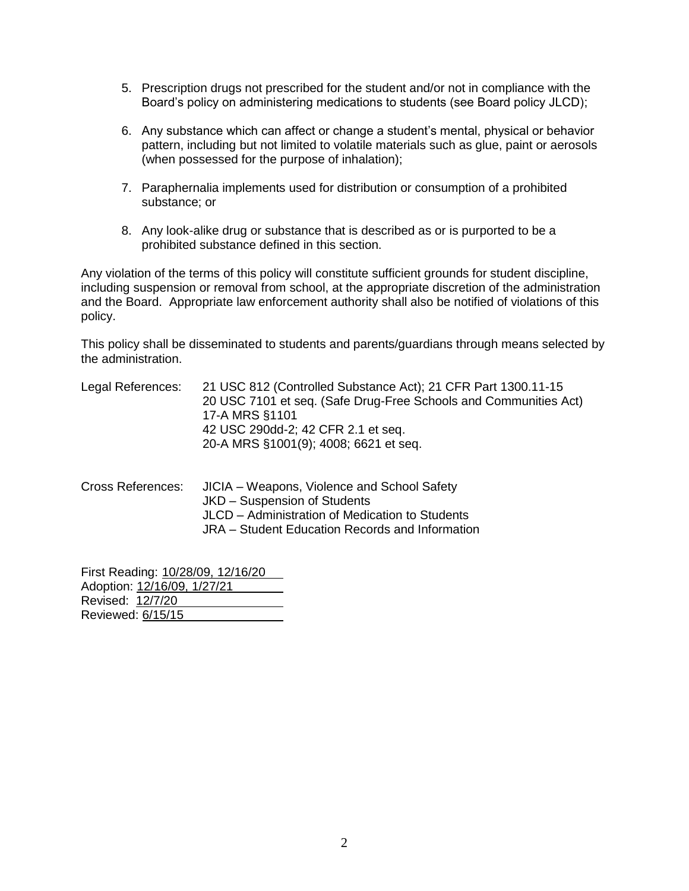5. Prescription drugs not prescribed for the student and/or not in compliance with the Board's policy on administering medications to students (see Board policy JLCD);

6. Any substance which can affect or change a student's mental, physical or behavior pattern, including but not limited to volatile materials such as glue, paint or aerosols (when possessed for the purpose of inhalation);

7. Paraphernalia implements used for distribution or consumption of a prohibited substance; or

8. Any look-alike drug or substance that is described as or is purported to be a prohibited substance defined in this section.

Any violation of the terms of this policy will constitute sufficient grounds for student discipline, including suspension or removal from school, at the appropriate discretion of the administration and the Board. Appropriate law enforcement authority shall also be notified of violations of this policy.

This policy shall be disseminated to students and parents/guardians through means selected by the administration.

Legal References: 21 USC 812 (Controlled Substance Act); 21 CFR Part 1300.11-15
20 USC 7101 et seq. (Safe Drug-Free Schools and Communities Act)
17-A MRS §1101
42 USC 290dd-2; 42 CFR 2.1 et seq.
20-A MRS §1001(9); 4008; 6621 et seq.

Cross References: JICIA – Weapons, Violence and School Safety
JKD – Suspension of Students
JLCD – Administration of Medication to Students
JRA – Student Education Records and Information

First Reading: 10/28/09, 12/16/20
Adoption: 12/16/09, 1/27/21
Revised: 12/7/20
Reviewed: 6/15/15